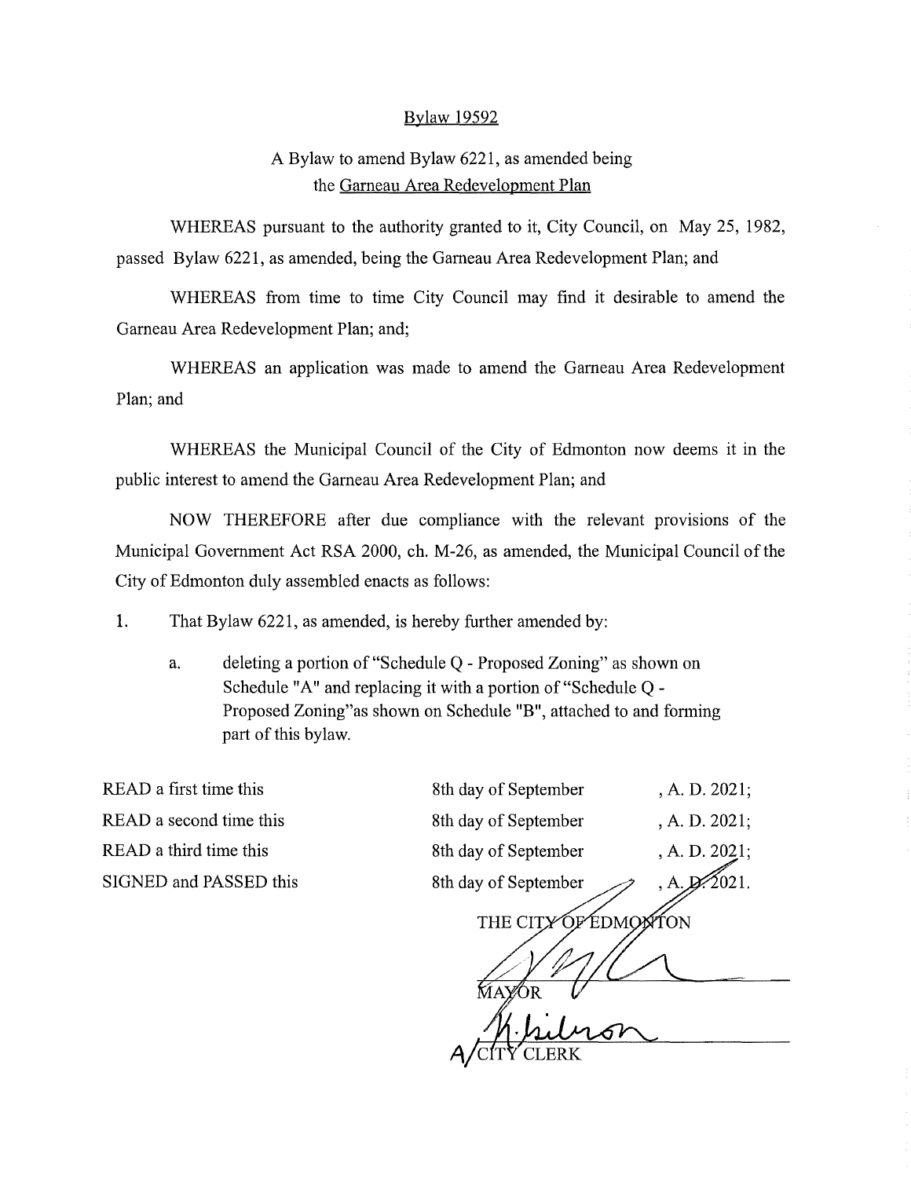# Bylaw 19592

## A Bylaw to amend Bylaw 6221, as amended being the Garneau Area Redevelopment Plan

WHEREAS pursuant to the authority granted to it, City Council, on May 25, 1982, passed Bylaw 6221, as amended, being the Garneau Area Redevelopment Plan; and

WHEREAS from time to time City Council may find it desirable to amend the Garneau Area Redevelopment Plan; and;

WHEREAS an application was made to amend the Garneau Area Redevelopment Plan; and

WHEREAS the Municipal Council of the City of Edmonton now deems it in the public interest to amend the Garneau Area Redevelopment Plan; and

NOW THEREFORE after due compliance with the relevant provisions of the Municipal Government Act RSA 2000, ch. M-26, as amended, the Municipal Council of the City of Edmonton duly assembled enacts as follows:

1. That Bylaw 6221, as amended, is hereby further amended by:

   a. deleting a portion of "Schedule Q - Proposed Zoning" as shown on Schedule "A" and replacing it with a portion of "Schedule Q - Proposed Zoning"as shown on Schedule "B", attached to and forming part of this bylaw.

| | | |
|---|---|---|
| READ a first time this | 8th day of September | , A. D. 2021; |
| READ a second time this | 8th day of September | , A. D. 2021; |
| READ a third time this | 8th day of September | , A. D. 2021; |
| SIGNED and PASSED this | 8th day of September | , A. D. 2021. |

THE CITY OF EDMONTON

MAYOR

A/CITY CLERK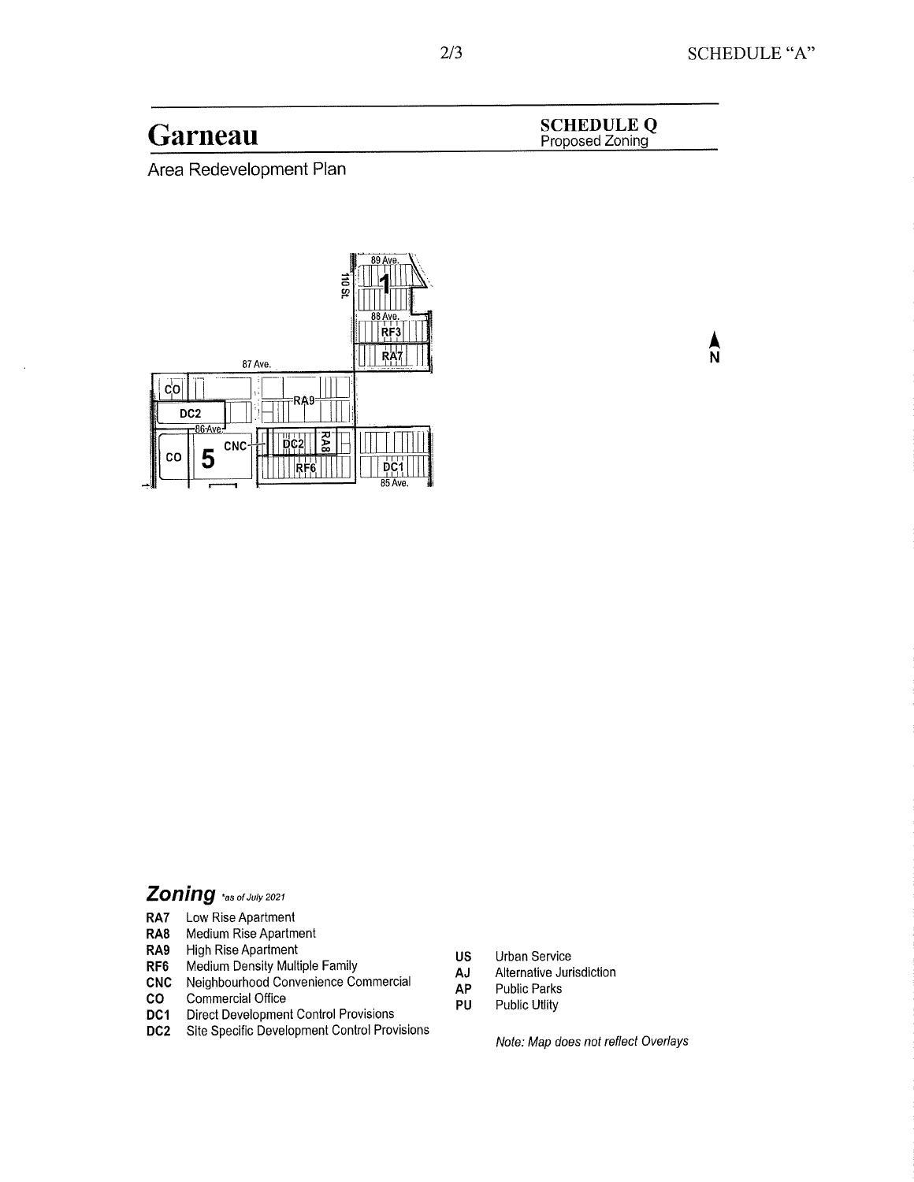SCHEDULE "A"

# Garneau

Area Redevelopment Plan

## SCHEDULE Q
Proposed Zoning

89 Ave.

110 St.

1

88 Ave.

RF3

RA7

87 Ave.

CO

DC2

RA9

86 Ave.

CO

5

CNC

DC2

RA8

RF6

DC1

85 Ave.

N

## *Zoning* *as of July 2021

**RA7** Low Rise Apartment
**RA8** Medium Rise Apartment
**RA9** High Rise Apartment
**RF6** Medium Density Multiple Family
**CNC** Neighbourhood Convenience Commercial
**CO** Commercial Office
**DC1** Direct Development Control Provisions
**DC2** Site Specific Development Control Provisions

**US** Urban Service
**AJ** Alternative Jurisdiction
**AP** Public Parks
**PU** Public Utlity

*Note: Map does not reflect Overlays*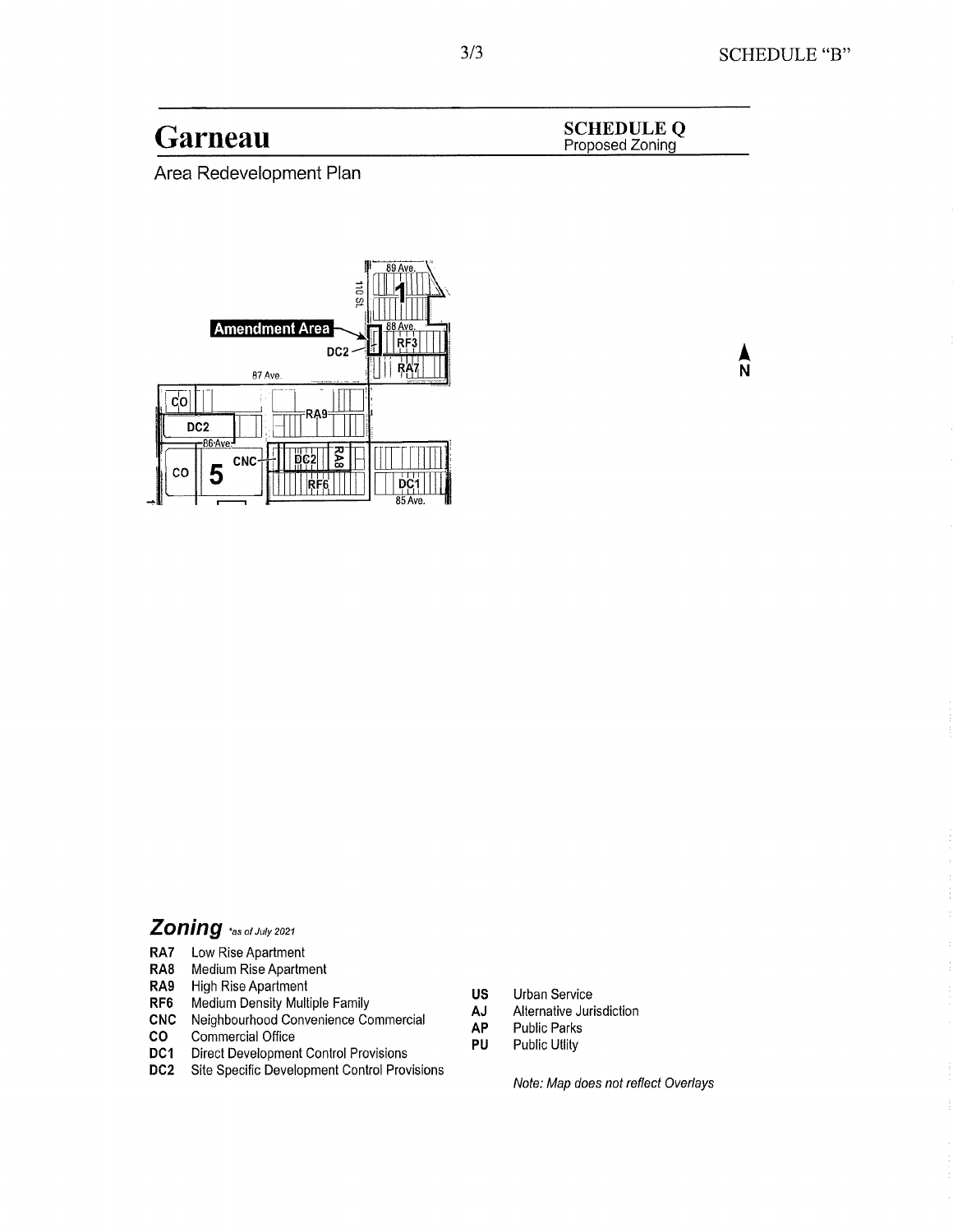SCHEDULE "B"

# Garneau

**SCHEDULE Q**
Proposed Zoning

Area Redevelopment Plan

89 Ave.
110 St.
1
Amendment Area
DC2
88 Ave.
RF3
RA7
87 Ave.
CO
RA9
DC2
86 Ave.
CNC
DC2
RA8
CO
5
RF6
DC1
85 Ave.
N

## *Zoning* *as of July 2021*

**RA7** Low Rise Apartment
**RA8** Medium Rise Apartment
**RA9** High Rise Apartment
**RF6** Medium Density Multiple Family
**CNC** Neighbourhood Convenience Commercial
**CO** Commercial Office
**DC1** Direct Development Control Provisions
**DC2** Site Specific Development Control Provisions

**US** Urban Service
**AJ** Alternative Jurisdiction
**AP** Public Parks
**PU** Public Utility

*Note: Map does not reflect Overlays*